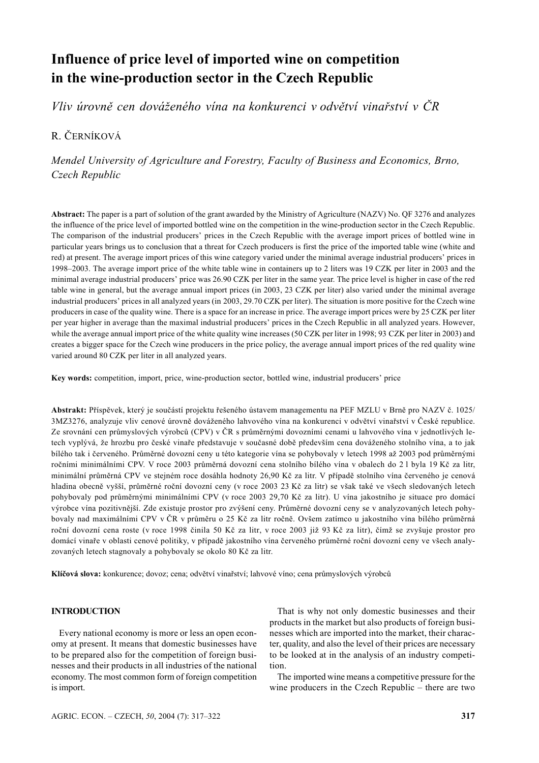# Influence of price level of imported wine on competition in the wine-production sector in the Czech Republic

*Vliv úrovně cen dováženého vína na konkurenci v odvětví vinařství v ČR*

R. ČERNÍKOVÁ

*Mendel University of Agriculture and Forestry, Faculty of Business and Economics, Brno, Czech Republic*

**Abstract:** The paper is a part of solution of the grant awarded by the Ministry of Agriculture (NAZV) No. QF 3276 and analyzes the influence of the price level of imported bottled wine on the competition in the wine-production sector in the Czech Republic. The comparison of the industrial producers' prices in the Czech Republic with the average import prices of bottled wine in particular years brings us to conclusion that a threat for Czech producers is first the price of the imported table wine (white and red) at present. The average import prices of this wine category varied under the minimal average industrial producers' prices in 1998–2003. The average import price of the white table wine in containers up to 2 liters was 19 CZK per liter in 2003 and the minimal average industrial producers' price was 26.90 CZK per liter in the same year. The price level is higher in case of the red table wine in general, but the average annual import prices (in 2003, 23 CZK per liter) also varied under the minimal average industrial producers' prices in all analyzed years (in 2003, 29.70 CZK per liter). The situation is more positive for the Czech wine producers in case of the quality wine. There is a space for an increase in price. The average import prices were by 25 CZK per liter per year higher in average than the maximal industrial producers' prices in the Czech Republic in all analyzed years. However, while the average annual import price of the white quality wine increases (50 CZK per liter in 1998; 93 CZK per liter in 2003) and creates a bigger space for the Czech wine producers in the price policy, the average annual import prices of the red quality wine varied around 80 CZK per liter in all analyzed years.

**Key words:** competition, import, price, wine-production sector, bottled wine, industrial producers' price

**Abstrakt:** Příspěvek, který je součástí projektu řešeného ústavem managementu na PEF MZLU v Brně pro NAZV č. 1025/3MZ3276, analyzuje vliv cenové úrovně dováženého lahvového vína na konkurenci v odvětví vinařství v České republice. Ze srovnání cen průmyslových výrobců (CPV) v ČR s průměrnými dovozními cenami u lahvového vína v jednotlivých letech vyplývá, že hrozbu pro české vinaře představuje v současné době především cena dováženého stolního vína, a to jak bílého tak i červeného. Průměrné dovozní ceny u této kategorie vína se pohybovaly v letech 1998 až 2003 pod průměrnými ročními minimálními CPV. V roce 2003 průměrná dovozní cena stolního bílého vína v obalech do 2 l byla 19 Kč za litr, minimální průměrná CPV ve stejném roce dosáhla hodnoty 26,90 Kč za litr. V případě stolního vína červeného je cenová hladina obecně vyšší, průměrné roční dovozní ceny (v roce 2003 23 Kč za litr) se však také ve všech sledovaných letech pohybovaly pod průměrnými minimálními CPV (v roce 2003 29,70 Kč za litr). U vína jakostního je situace pro domácí výrobce vína pozitivnější. Zde existuje prostor pro zvýšení ceny. Průměrné dovozní ceny se v analyzovaných letech pohybovaly nad maximálními CPV v ČR v průměru o 25 Kč za litr ročně. Ovšem zatímco u jakostního vína bílého průměrná roční dovozní cena roste (v roce 1998 činila 50 Kč za litr, v roce 2003 již 93 Kč za litr), čímž se zvyšuje prostor pro domácí vinaře v oblasti cenové politiky, v případě jakostního vína červeného průměrné roční dovozní ceny ve všech analyzovaných letech stagnovaly a pohybovaly se okolo 80 Kč za litr.

**Klíčová slova:** konkurence; dovoz; cena; odvětví vinařství; lahvové víno; cena průmyslových výrobců

## INTRODUCTION

Every national economy is more or less an open economy at present. It means that domestic businesses have to be prepared also for the competition of foreign businesses and their products in all industries of the national economy. The most common form of foreign competition is import.

That is why not only domestic businesses and their products in the market but also products of foreign businesses which are imported into the market, their character, quality, and also the level of their prices are necessary to be looked at in the analysis of an industry competition.

The imported wine means a competitive pressure for the wine producers in the Czech Republic – there are two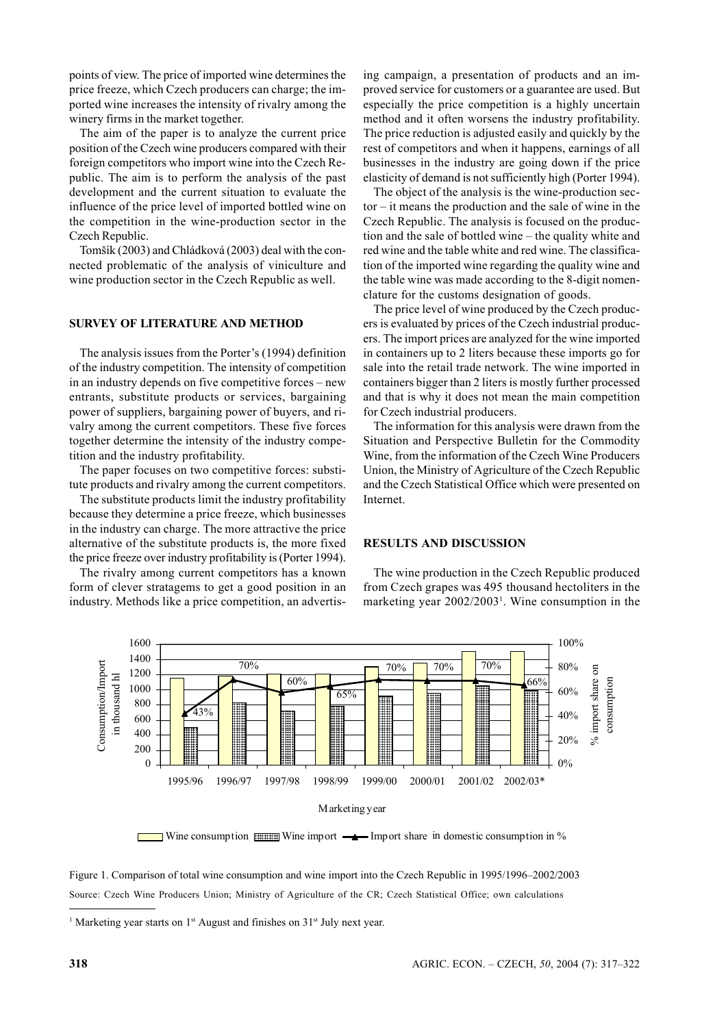points of view. The price of imported wine determines the price freeze, which Czech producers can charge; the imported wine increases the intensity of rivalry among the winery firms in the market together.

The aim of the paper is to analyze the current price position of the Czech wine producers compared with their foreign competitors who import wine into the Czech Republic. The aim is to perform the analysis of the past development and the current situation to evaluate the influence of the price level of imported bottled wine on the competition in the wine-production sector in the Czech Republic.

Tomšík (2003) and Chládková (2003) deal with the connected problematic of the analysis of viniculture and wine production sector in the Czech Republic as well.

## SURVEY OF LITERATURE AND METHOD

The analysis issues from the Porter's (1994) definition of the industry competition. The intensity of competition in an industry depends on five competitive forces – new entrants, substitute products or services, bargaining power of suppliers, bargaining power of buyers, and rivalry among the current competitors. These five forces together determine the intensity of the industry competition and the industry profitability.

The paper focuses on two competitive forces: substitute products and rivalry among the current competitors.

The substitute products limit the industry profitability because they determine a price freeze, which businesses in the industry can charge. The more attractive the price alternative of the substitute products is, the more fixed the price freeze over industry profitability is (Porter 1994).

The rivalry among current competitors has a known form of clever stratagems to get a good position in an industry. Methods like a price competition, an advertising campaign, a presentation of products and an improved service for customers or a guarantee are used. But especially the price competition is a highly uncertain method and it often worsens the industry profitability. The price reduction is adjusted easily and quickly by the rest of competitors and when it happens, earnings of all businesses in the industry are going down if the price elasticity of demand is not sufficiently high (Porter 1994).

The object of the analysis is the wine-production sector – it means the production and the sale of wine in the Czech Republic. The analysis is focused on the production and the sale of bottled wine – the quality white and red wine and the table white and red wine. The classification of the imported wine regarding the quality wine and the table wine was made according to the 8-digit nomenclature for the customs designation of goods.

The price level of wine produced by the Czech producers is evaluated by prices of the Czech industrial producers. The import prices are analyzed for the wine imported in containers up to 2 liters because these imports go for sale into the retail trade network. The wine imported in containers bigger than 2 liters is mostly further processed and that is why it does not mean the main competition for Czech industrial producers.

The information for this analysis were drawn from the Situation and Perspective Bulletin for the Commodity Wine, from the information of the Czech Wine Producers Union, the Ministry of Agriculture of the Czech Republic and the Czech Statistical Office which were presented on Internet.

## RESULTS AND DISCUSSION

The wine production in the Czech Republic produced from Czech grapes was 495 thousand hectoliters in the marketing year 2002/2003[1]. Wine consumption in the

Figure 1. Comparison of total wine consumption and wine import into the Czech Republic in 1995/1996–2002/2003

Source: Czech Wine Producers Union; Ministry of Agriculture of the CR; Czech Statistical Office; own calculations

[1] Marketing year starts on 1st August and finishes on 31st July next year.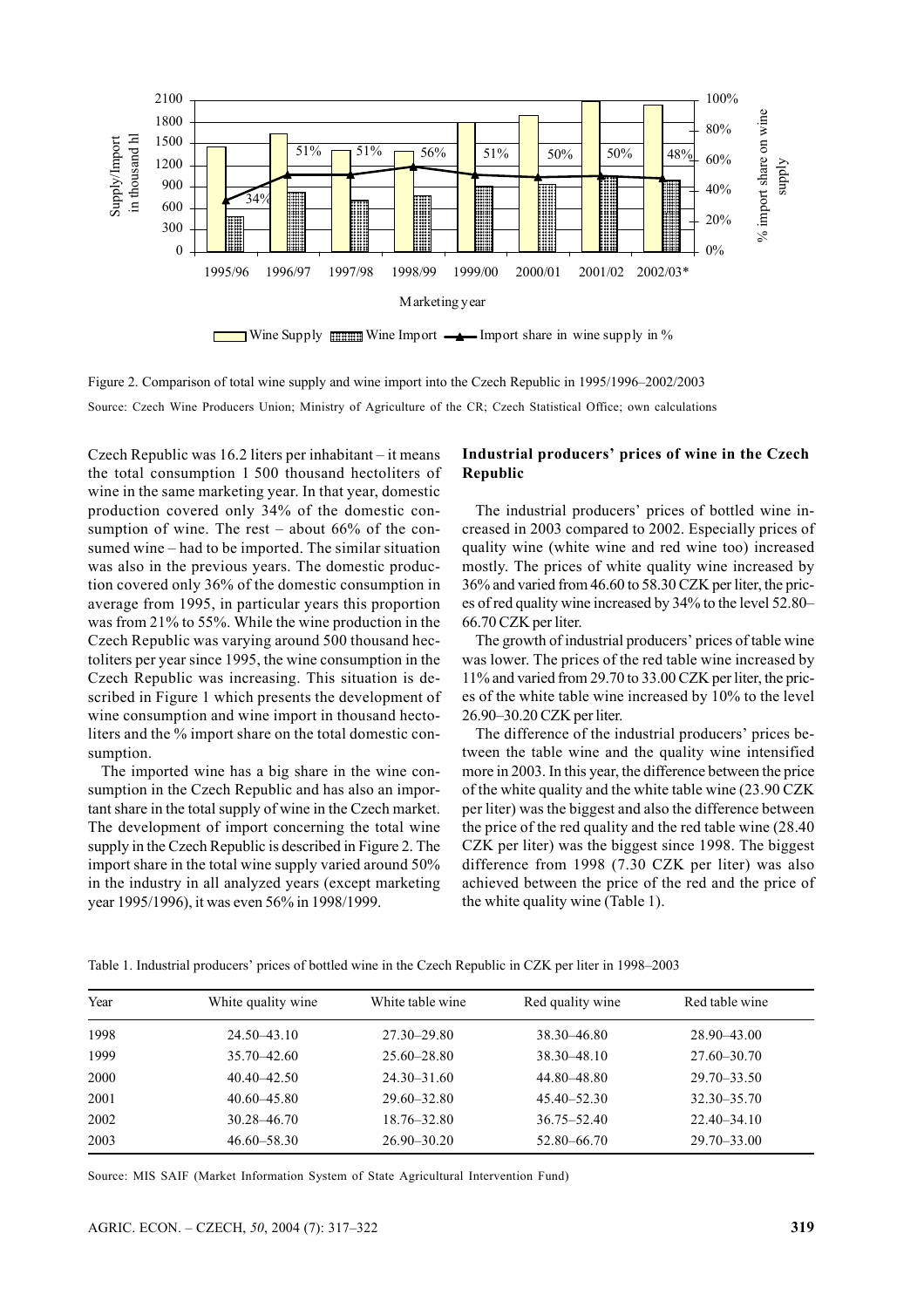Figure 2. Comparison of total wine supply and wine import into the Czech Republic in 1995/1996–2002/2003

Source: Czech Wine Producers Union; Ministry of Agriculture of the CR; Czech Statistical Office; own calculations

Czech Republic was 16.2 liters per inhabitant – it means the total consumption 1 500 thousand hectoliters of wine in the same marketing year. In that year, domestic production covered only 34% of the domestic consumption of wine. The rest – about 66% of the consumed wine – had to be imported. The similar situation was also in the previous years. The domestic production covered only 36% of the domestic consumption in average from 1995, in particular years this proportion was from 21% to 55%. While the wine production in the Czech Republic was varying around 500 thousand hectoliters per year since 1995, the wine consumption in the Czech Republic was increasing. This situation is described in Figure 1 which presents the development of wine consumption and wine import in thousand hectoliters and the % import share on the total domestic consumption.

The imported wine has a big share in the wine consumption in the Czech Republic and has also an important share in the total supply of wine in the Czech market. The development of import concerning the total wine supply in the Czech Republic is described in Figure 2. The import share in the total wine supply varied around 50% in the industry in all analyzed years (except marketing year 1995/1996), it was even 56% in 1998/1999.

**Industrial producers' prices of wine in the Czech Republic**

The industrial producers' prices of bottled wine increased in 2003 compared to 2002. Especially prices of quality wine (white wine and red wine too) increased mostly. The prices of white quality wine increased by 36% and varied from 46.60 to 58.30 CZK per liter, the prices of red quality wine increased by 34% to the level 52.80–66.70 CZK per liter.

The growth of industrial producers' prices of table wine was lower. The prices of the red table wine increased by 11% and varied from 29.70 to 33.00 CZK per liter, the prices of the white table wine increased by 10% to the level 26.90–30.20 CZK per liter.

The difference of the industrial producers' prices between the table wine and the quality wine intensified more in 2003. In this year, the difference between the price of the white quality and the white table wine (23.90 CZK per liter) was the biggest and also the difference between the price of the red quality and the red table wine (28.40 CZK per liter) was the biggest since 1998. The biggest difference from 1998 (7.30 CZK per liter) was also achieved between the price of the red and the price of the white quality wine (Table 1).

Table 1. Industrial producers' prices of bottled wine in the Czech Republic in CZK per liter in 1998–2003

| Year | White quality wine | White table wine | Red quality wine | Red table wine |
|---|---|---|---|---|
| 1998 | 24.50–43.10 | 27.30–29.80 | 38.30–46.80 | 28.90–43.00 |
| 1999 | 35.70–42.60 | 25.60–28.80 | 38.30–48.10 | 27.60–30.70 |
| 2000 | 40.40–42.50 | 24.30–31.60 | 44.80–48.80 | 29.70–33.50 |
| 2001 | 40.60–45.80 | 29.60–32.80 | 45.40–52.30 | 32.30–35.70 |
| 2002 | 30.28–46.70 | 18.76–32.80 | 36.75–52.40 | 22.40–34.10 |
| 2003 | 46.60–58.30 | 26.90–30.20 | 52.80–66.70 | 29.70–33.00 |

Source: MIS SAIF (Market Information System of State Agricultural Intervention Fund)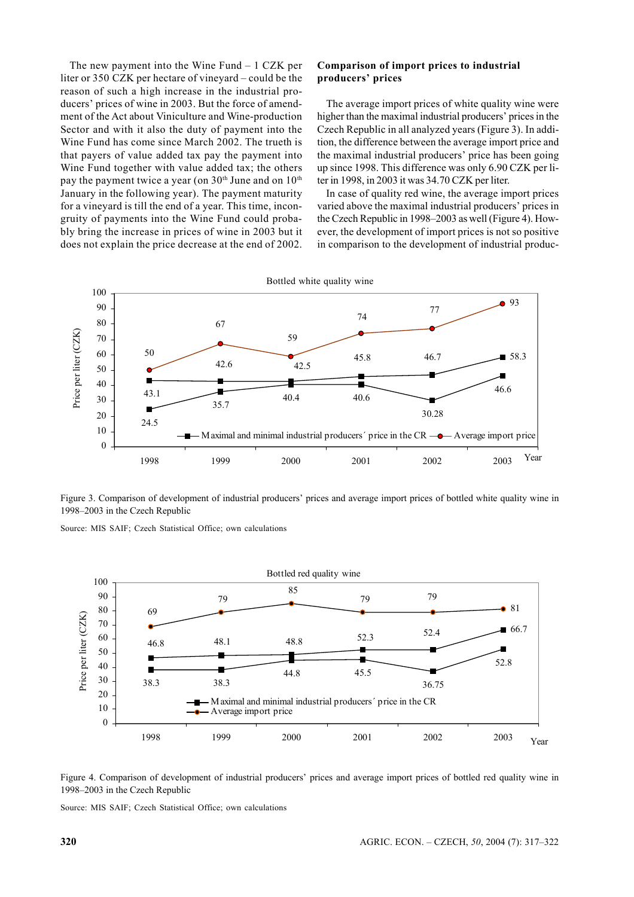The new payment into the Wine Fund – 1 CZK per liter or 350 CZK per hectare of vineyard – could be the reason of such a high increase in the industrial producers' prices of wine in 2003. But the force of amendment of the Act about Viniculture and Wine-production Sector and with it also the duty of payment into the Wine Fund has come since March 2002. The trueth is that payers of value added tax pay the payment into Wine Fund together with value added tax; the others pay the payment twice a year (on 30th June and on 10th January in the following year). The payment maturity for a vineyard is till the end of a year. This time, incongruity of payments into the Wine Fund could probably bring the increase in prices of wine in 2003 but it does not explain the price decrease at the end of 2002.

## Comparison of import prices to industrial producers' prices

The average import prices of white quality wine were higher than the maximal industrial producers' prices in the Czech Republic in all analyzed years (Figure 3). In addition, the difference between the average import price and the maximal industrial producers' price has been going up since 1998. This difference was only 6.90 CZK per liter in 1998, in 2003 it was 34.70 CZK per liter.

In case of quality red wine, the average import prices varied above the maximal industrial producers' prices in the Czech Republic in 1998–2003 as well (Figure 4). However, the development of import prices is not so positive in comparison to the development of industrial produc-

Figure 3. Comparison of development of industrial producers' prices and average import prices of bottled white quality wine in 1998–2003 in the Czech Republic

Source: MIS SAIF; Czech Statistical Office; own calculations

Figure 4. Comparison of development of industrial producers' prices and average import prices of bottled red quality wine in 1998–2003 in the Czech Republic

Source: MIS SAIF; Czech Statistical Office; own calculations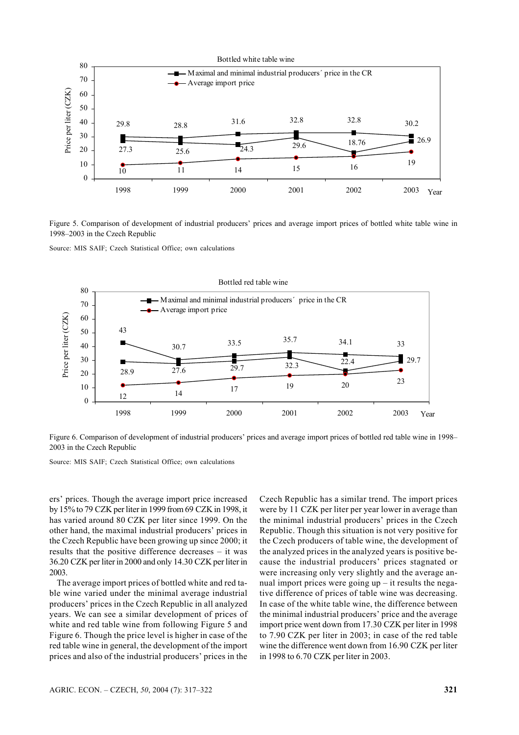Figure 5. Comparison of development of industrial producers' prices and average import prices of bottled white table wine in 1998–2003 in the Czech Republic

Source: MIS SAIF; Czech Statistical Office; own calculations

Figure 6. Comparison of development of industrial producers' prices and average import prices of bottled red table wine in 1998–2003 in the Czech Republic

Source: MIS SAIF; Czech Statistical Office; own calculations

ers' prices. Though the average import price increased by 15% to 79 CZK per liter in 1999 from 69 CZK in 1998, it has varied around 80 CZK per liter since 1999. On the other hand, the maximal industrial producers' prices in the Czech Republic have been growing up since 2000; it results that the positive difference decreases – it was 36.20 CZK per liter in 2000 and only 14.30 CZK per liter in 2003.

The average import prices of bottled white and red table wine varied under the minimal average industrial producers' prices in the Czech Republic in all analyzed years. We can see a similar development of prices of white and red table wine from following Figure 5 and Figure 6. Though the price level is higher in case of the red table wine in general, the development of the import prices and also of the industrial producers' prices in the Czech Republic has a similar trend. The import prices were by 11 CZK per liter per year lower in average than the minimal industrial producers' prices in the Czech Republic. Though this situation is not very positive for the Czech producers of table wine, the development of the analyzed prices in the analyzed years is positive because the industrial producers' prices stagnated or were increasing only very slightly and the average annual import prices were going up – it results the negative difference of prices of table wine was decreasing. In case of the white table wine, the difference between the minimal industrial producers' price and the average import price went down from 17.30 CZK per liter in 1998 to 7.90 CZK per liter in 2003; in case of the red table wine the difference went down from 16.90 CZK per liter in 1998 to 6.70 CZK per liter in 2003.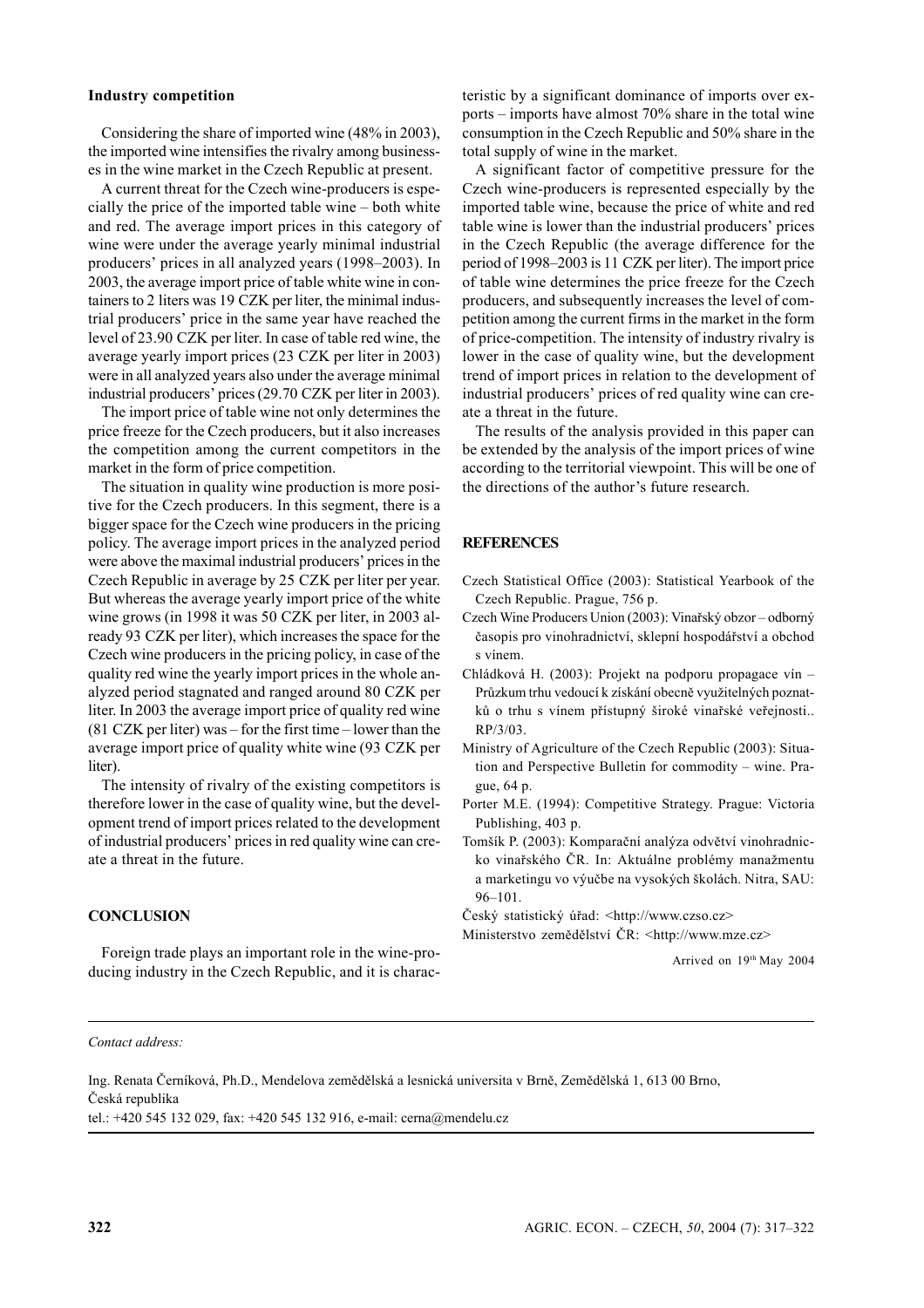**Industry competition**

Considering the share of imported wine (48% in 2003), the imported wine intensifies the rivalry among businesses in the wine market in the Czech Republic at present.

A current threat for the Czech wine-producers is especially the price of the imported table wine – both white and red. The average import prices in this category of wine were under the average yearly minimal industrial producers' prices in all analyzed years (1998–2003). In 2003, the average import price of table white wine in containers to 2 liters was 19 CZK per liter, the minimal industrial producers' price in the same year have reached the level of 23.90 CZK per liter. In case of table red wine, the average yearly import prices (23 CZK per liter in 2003) were in all analyzed years also under the average minimal industrial producers' prices (29.70 CZK per liter in 2003).

The import price of table wine not only determines the price freeze for the Czech producers, but it also increases the competition among the current competitors in the market in the form of price competition.

The situation in quality wine production is more positive for the Czech producers. In this segment, there is a bigger space for the Czech wine producers in the pricing policy. The average import prices in the analyzed period were above the maximal industrial producers' prices in the Czech Republic in average by 25 CZK per liter per year. But whereas the average yearly import price of the white wine grows (in 1998 it was 50 CZK per liter, in 2003 already 93 CZK per liter), which increases the space for the Czech wine producers in the pricing policy, in case of the quality red wine the yearly import prices in the whole analyzed period stagnated and ranged around 80 CZK per liter. In 2003 the average import price of quality red wine (81 CZK per liter) was – for the first time – lower than the average import price of quality white wine (93 CZK per liter).

The intensity of rivalry of the existing competitors is therefore lower in the case of quality wine, but the development trend of import prices related to the development of industrial producers' prices in red quality wine can create a threat in the future.

## CONCLUSION

Foreign trade plays an important role in the wine-producing industry in the Czech Republic, and it is characteristic by a significant dominance of imports over exports – imports have almost 70% share in the total wine consumption in the Czech Republic and 50% share in the total supply of wine in the market.

A significant factor of competitive pressure for the Czech wine-producers is represented especially by the imported table wine, because the price of white and red table wine is lower than the industrial producers' prices in the Czech Republic (the average difference for the period of 1998–2003 is 11 CZK per liter). The import price of table wine determines the price freeze for the Czech producers, and subsequently increases the level of competition among the current firms in the market in the form of price-competition. The intensity of industry rivalry is lower in the case of quality wine, but the development trend of import prices in relation to the development of industrial producers' prices of red quality wine can create a threat in the future.

The results of the analysis provided in this paper can be extended by the analysis of the import prices of wine according to the territorial viewpoint. This will be one of the directions of the author's future research.

## REFERENCES

Czech Statistical Office (2003): Statistical Yearbook of the Czech Republic. Prague, 756 p.

Czech Wine Producers Union (2003): Vinařský obzor – odborný časopis pro vinohradnictví, sklepní hospodářství a obchod s vínem.

Chládková H. (2003): Projekt na podporu propagace vín – Průzkum trhu vedoucí k získání obecně využitelných poznatků o trhu s vínem přístupný široké vinařské veřejnosti.. RP/3/03.

Ministry of Agriculture of the Czech Republic (2003): Situation and Perspective Bulletin for commodity – wine. Prague, 64 p.

Porter M.E. (1994): Competitive Strategy. Prague: Victoria Publishing, 403 p.

Tomšík P. (2003): Komparační analýza odvětví vinohradnicko vinařského ČR. In: Aktuálne problémy manažmentu a marketingu vo výučbe na vysokých školách. Nitra, SAU: 96–101.

Český statistický úřad: <http://www.czso.cz>

Ministerstvo zemědělství ČR: <http://www.mze.cz>

Arrived on 19th May 2004

*Contact address:*

Ing. Renata Černíková, Ph.D., Mendelova zemědělská a lesnická universita v Brně, Zemědělská 1, 613 00 Brno, Česká republika
tel.: +420 545 132 029, fax: +420 545 132 916, e-mail: cerna@mendelu.cz